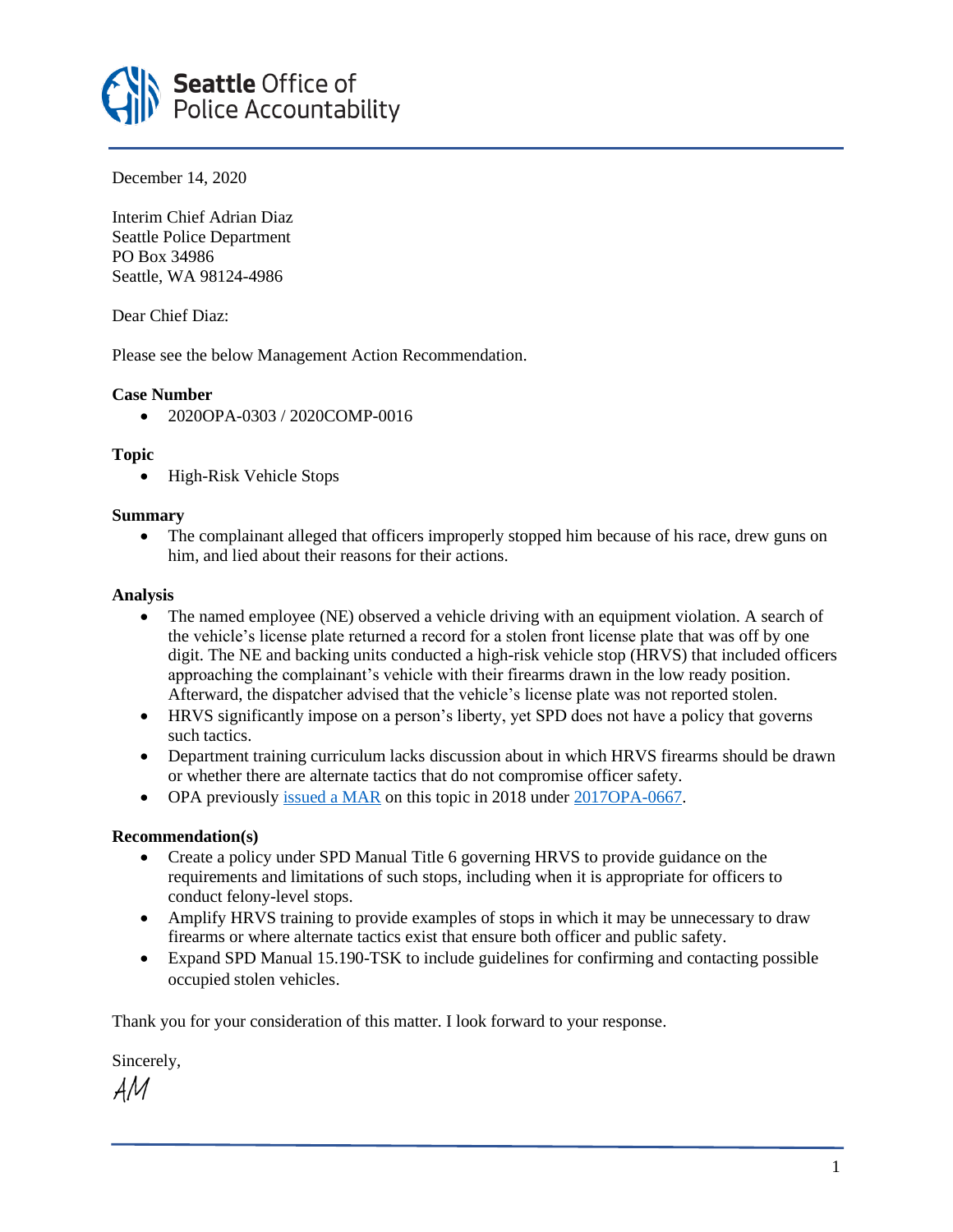Seattle Office of Police Accountability

December 14, 2020

Interim Chief Adrian Diaz
Seattle Police Department
PO Box 34986
Seattle, WA 98124-4986

Dear Chief Diaz:

Please see the below Management Action Recommendation.

**Case Number**

- 2020OPA-0303 / 2020COMP-0016

**Topic**

- High-Risk Vehicle Stops

**Summary**

- The complainant alleged that officers improperly stopped him because of his race, drew guns on him, and lied about their reasons for their actions.

**Analysis**

- The named employee (NE) observed a vehicle driving with an equipment violation. A search of the vehicle's license plate returned a record for a stolen front license plate that was off by one digit. The NE and backing units conducted a high-risk vehicle stop (HRVS) that included officers approaching the complainant's vehicle with their firearms drawn in the low ready position. Afterward, the dispatcher advised that the vehicle's license plate was not reported stolen.
- HRVS significantly impose on a person's liberty, yet SPD does not have a policy that governs such tactics.
- Department training curriculum lacks discussion about in which HRVS firearms should be drawn or whether there are alternate tactics that do not compromise officer safety.
- OPA previously issued a MAR on this topic in 2018 under 2017OPA-0667.

**Recommendation(s)**

- Create a policy under SPD Manual Title 6 governing HRVS to provide guidance on the requirements and limitations of such stops, including when it is appropriate for officers to conduct felony-level stops.
- Amplify HRVS training to provide examples of stops in which it may be unnecessary to draw firearms or where alternate tactics exist that ensure both officer and public safety.
- Expand SPD Manual 15.190-TSK to include guidelines for confirming and contacting possible occupied stolen vehicles.

Thank you for your consideration of this matter. I look forward to your response.

Sincerely,

AM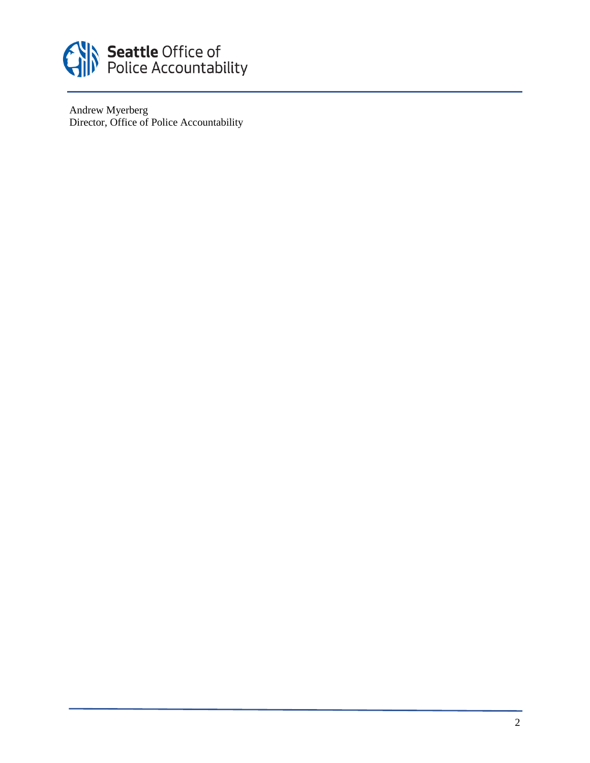Andrew Myerberg
Director, Office of Police Accountability